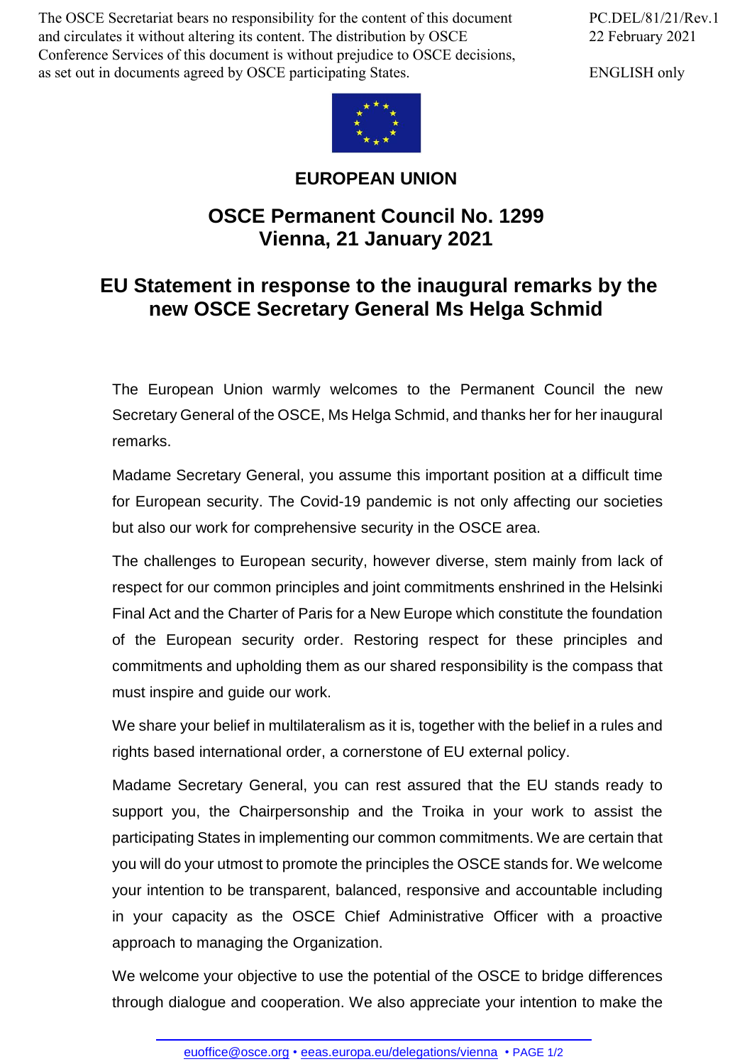The OSCE Secretariat bears no responsibility for the content of this document and circulates it without altering its content. The distribution by OSCE Conference Services of this document is without prejudice to OSCE decisions, as set out in documents agreed by OSCE participating States.

PC.DEL/81/21/Rev.1
22 February 2021

ENGLISH only

**EUROPEAN UNION**

## OSCE Permanent Council No. 1299
## Vienna, 21 January 2021

# EU Statement in response to the inaugural remarks by the new OSCE Secretary General Ms Helga Schmid

The European Union warmly welcomes to the Permanent Council the new Secretary General of the OSCE, Ms Helga Schmid, and thanks her for her inaugural remarks.

Madame Secretary General, you assume this important position at a difficult time for European security. The Covid-19 pandemic is not only affecting our societies but also our work for comprehensive security in the OSCE area.

The challenges to European security, however diverse, stem mainly from lack of respect for our common principles and joint commitments enshrined in the Helsinki Final Act and the Charter of Paris for a New Europe which constitute the foundation of the European security order. Restoring respect for these principles and commitments and upholding them as our shared responsibility is the compass that must inspire and guide our work.

We share your belief in multilateralism as it is, together with the belief in a rules and rights based international order, a cornerstone of EU external policy.

Madame Secretary General, you can rest assured that the EU stands ready to support you, the Chairpersonship and the Troika in your work to assist the participating States in implementing our common commitments. We are certain that you will do your utmost to promote the principles the OSCE stands for. We welcome your intention to be transparent, balanced, responsive and accountable including in your capacity as the OSCE Chief Administrative Officer with a proactive approach to managing the Organization.

We welcome your objective to use the potential of the OSCE to bridge differences through dialogue and cooperation. We also appreciate your intention to make the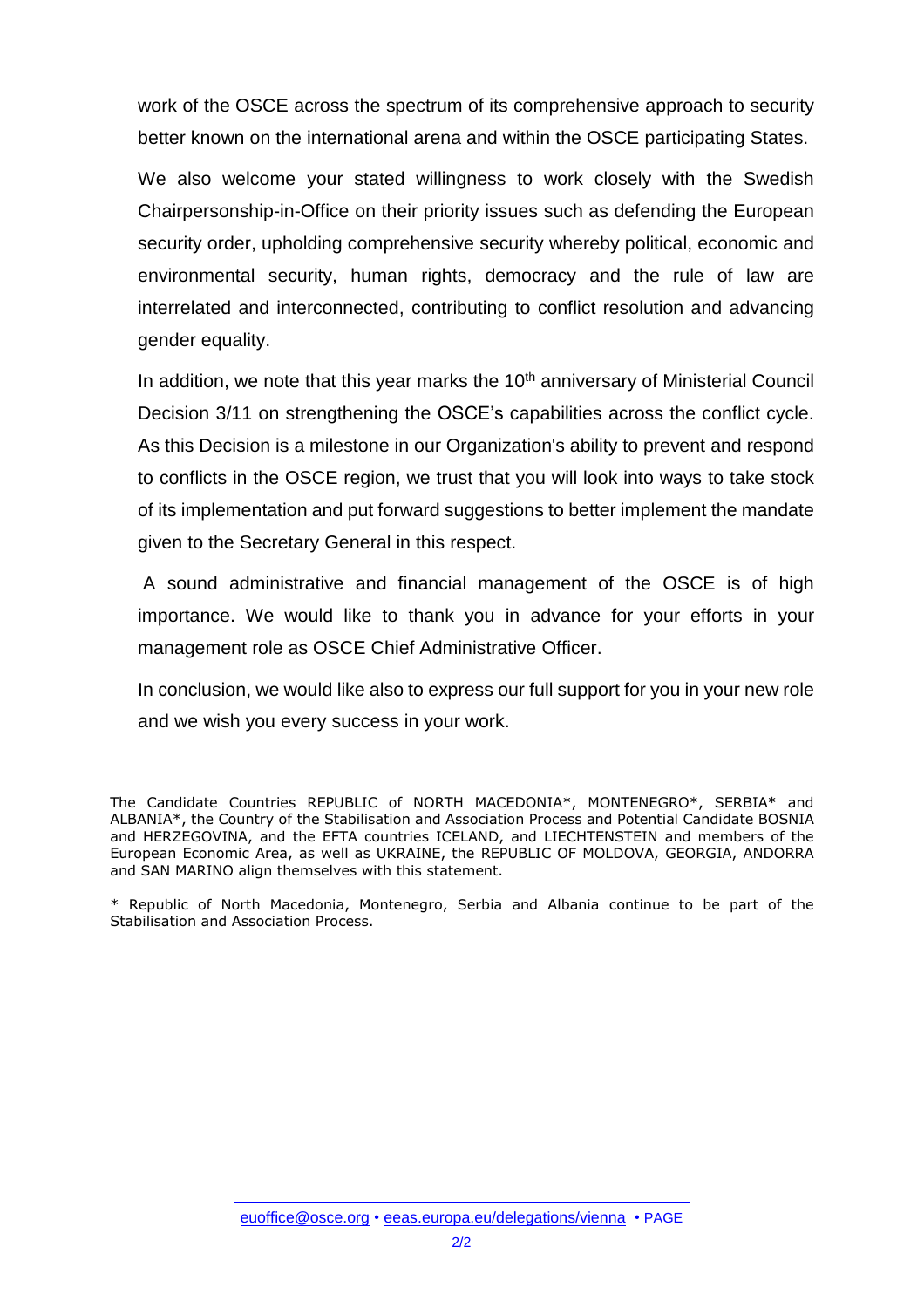work of the OSCE across the spectrum of its comprehensive approach to security better known on the international arena and within the OSCE participating States.

We also welcome your stated willingness to work closely with the Swedish Chairpersonship-in-Office on their priority issues such as defending the European security order, upholding comprehensive security whereby political, economic and environmental security, human rights, democracy and the rule of law are interrelated and interconnected, contributing to conflict resolution and advancing gender equality.

In addition, we note that this year marks the 10th anniversary of Ministerial Council Decision 3/11 on strengthening the OSCE's capabilities across the conflict cycle. As this Decision is a milestone in our Organization's ability to prevent and respond to conflicts in the OSCE region, we trust that you will look into ways to take stock of its implementation and put forward suggestions to better implement the mandate given to the Secretary General in this respect.

A sound administrative and financial management of the OSCE is of high importance. We would like to thank you in advance for your efforts in your management role as OSCE Chief Administrative Officer.

In conclusion, we would like also to express our full support for you in your new role and we wish you every success in your work.

The Candidate Countries REPUBLIC of NORTH MACEDONIA*, MONTENEGRO*, SERBIA* and ALBANIA*, the Country of the Stabilisation and Association Process and Potential Candidate BOSNIA and HERZEGOVINA, and the EFTA countries ICELAND, and LIECHTENSTEIN and members of the European Economic Area, as well as UKRAINE, the REPUBLIC OF MOLDOVA, GEORGIA, ANDORRA and SAN MARINO align themselves with this statement.

* Republic of North Macedonia, Montenegro, Serbia and Albania continue to be part of the Stabilisation and Association Process.